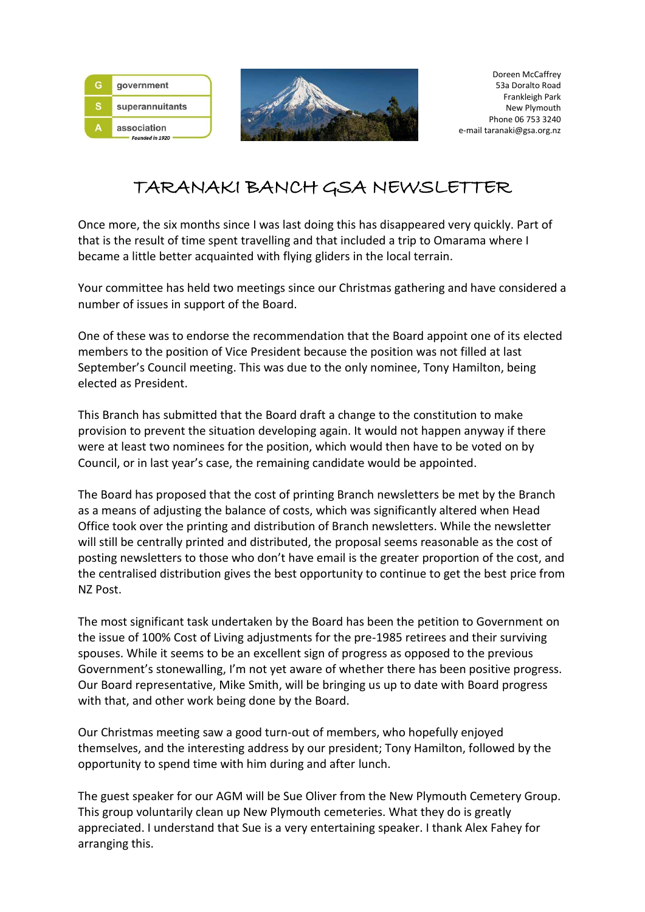government
superannuitants
association
*Founded in 1920*

Doreen McCaffrey
53a Doralto Road
Frankleigh Park
New Plymouth
Phone 06 753 3240
e-mail taranaki@gsa.org.nz

# TARANAKI BANCH GSA NEWSLETTER

Once more, the six months since I was last doing this has disappeared very quickly. Part of that is the result of time spent travelling and that included a trip to Omarama where I became a little better acquainted with flying gliders in the local terrain.

Your committee has held two meetings since our Christmas gathering and have considered a number of issues in support of the Board.

One of these was to endorse the recommendation that the Board appoint one of its elected members to the position of Vice President because the position was not filled at last September's Council meeting. This was due to the only nominee, Tony Hamilton, being elected as President.

This Branch has submitted that the Board draft a change to the constitution to make provision to prevent the situation developing again. It would not happen anyway if there were at least two nominees for the position, which would then have to be voted on by Council, or in last year's case, the remaining candidate would be appointed.

The Board has proposed that the cost of printing Branch newsletters be met by the Branch as a means of adjusting the balance of costs, which was significantly altered when Head Office took over the printing and distribution of Branch newsletters. While the newsletter will still be centrally printed and distributed, the proposal seems reasonable as the cost of posting newsletters to those who don't have email is the greater proportion of the cost, and the centralised distribution gives the best opportunity to continue to get the best price from NZ Post.

The most significant task undertaken by the Board has been the petition to Government on the issue of 100% Cost of Living adjustments for the pre-1985 retirees and their surviving spouses. While it seems to be an excellent sign of progress as opposed to the previous Government's stonewalling, I'm not yet aware of whether there has been positive progress. Our Board representative, Mike Smith, will be bringing us up to date with Board progress with that, and other work being done by the Board.

Our Christmas meeting saw a good turn-out of members, who hopefully enjoyed themselves, and the interesting address by our president; Tony Hamilton, followed by the opportunity to spend time with him during and after lunch.

The guest speaker for our AGM will be Sue Oliver from the New Plymouth Cemetery Group. This group voluntarily clean up New Plymouth cemeteries. What they do is greatly appreciated. I understand that Sue is a very entertaining speaker. I thank Alex Fahey for arranging this.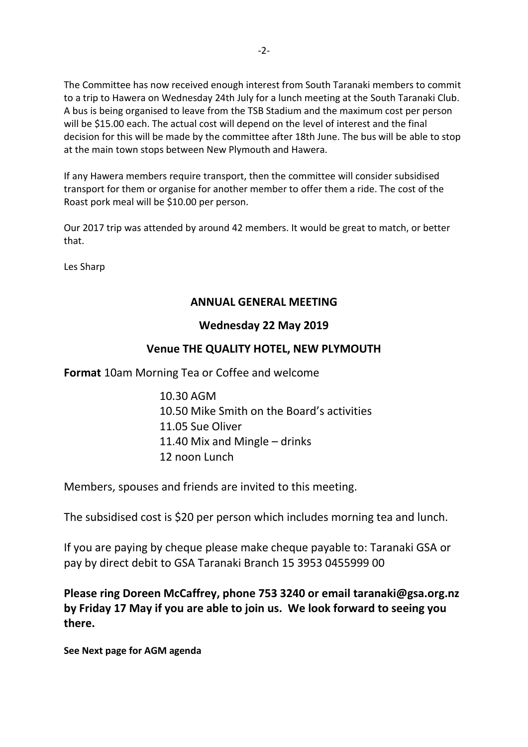The Committee has now received enough interest from South Taranaki members to commit to a trip to Hawera on Wednesday 24th July for a lunch meeting at the South Taranaki Club. A bus is being organised to leave from the TSB Stadium and the maximum cost per person will be $15.00 each. The actual cost will depend on the level of interest and the final decision for this will be made by the committee after 18th June. The bus will be able to stop at the main town stops between New Plymouth and Hawera.

If any Hawera members require transport, then the committee will consider subsidised transport for them or organise for another member to offer them a ride. The cost of the Roast pork meal will be $10.00 per person.

Our 2017 trip was attended by around 42 members. It would be great to match, or better that.

Les Sharp

## ANNUAL GENERAL MEETING

## Wednesday 22 May 2019

## Venue THE QUALITY HOTEL, NEW PLYMOUTH

**Format** 10am Morning Tea or Coffee and welcome

10.30 AGM
10.50 Mike Smith on the Board's activities
11.05 Sue Oliver
11.40 Mix and Mingle – drinks
12 noon Lunch

Members, spouses and friends are invited to this meeting.

The subsidised cost is $20 per person which includes morning tea and lunch.

If you are paying by cheque please make cheque payable to: Taranaki GSA or pay by direct debit to GSA Taranaki Branch 15 3953 0455999 00

**Please ring Doreen McCaffrey, phone 753 3240 or email taranaki@gsa.org.nz by Friday 17 May if you are able to join us. We look forward to seeing you there.**

**See Next page for AGM agenda**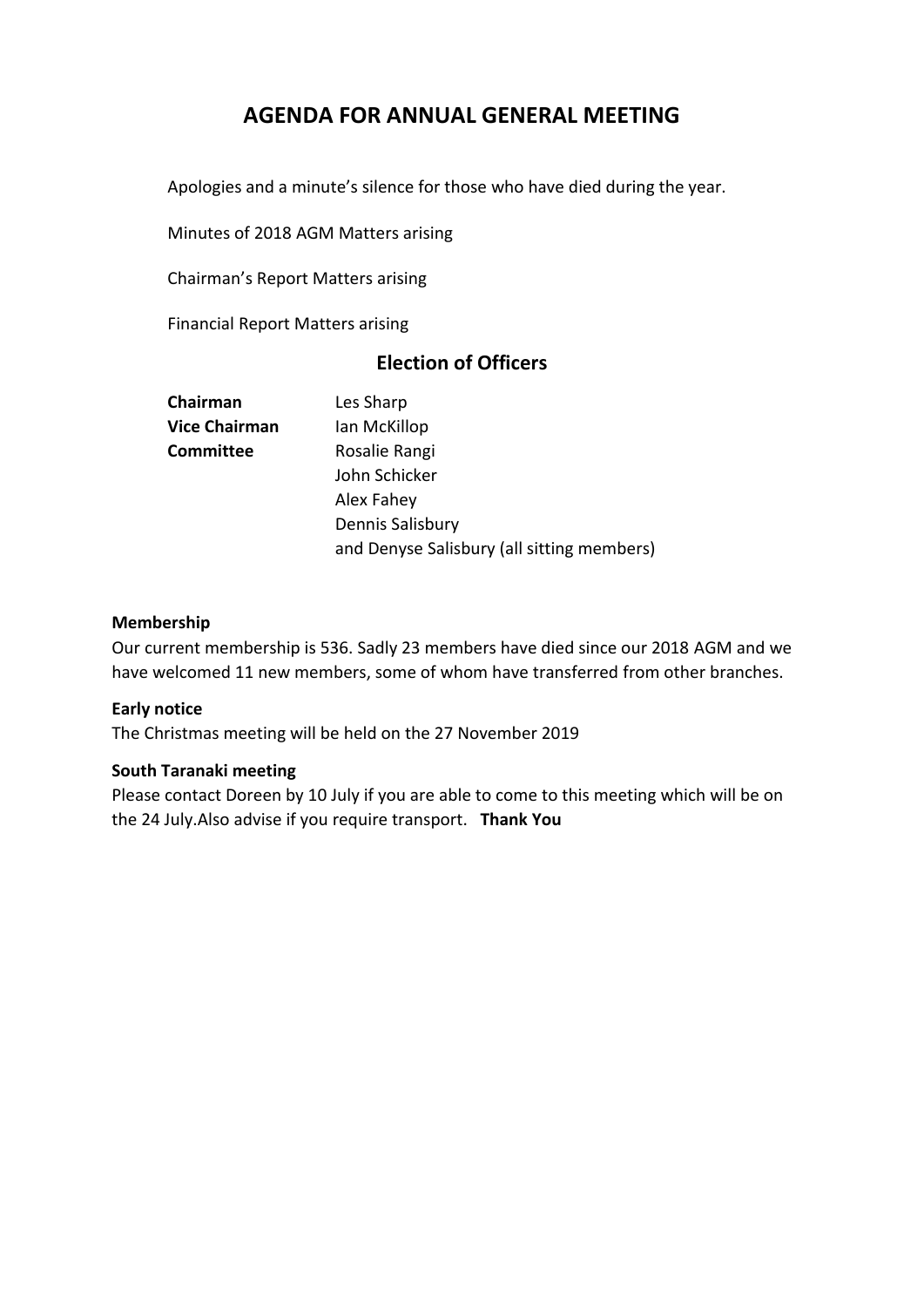# AGENDA FOR ANNUAL GENERAL MEETING

Apologies and a minute's silence for those who have died during the year.

Minutes of 2018 AGM Matters arising

Chairman's Report Matters arising

Financial Report Matters arising

## Election of Officers

| | |
|---|---|
| **Chairman** | Les Sharp |
| **Vice Chairman** | Ian McKillop |
| **Committee** | Rosalie Rangi |
| | John Schicker |
| | Alex Fahey |
| | Dennis Salisbury |
| | and Denyse Salisbury (all sitting members) |

**Membership**

Our current membership is 536. Sadly 23 members have died since our 2018 AGM and we have welcomed 11 new members, some of whom have transferred from other branches.

**Early notice**

The Christmas meeting will be held on the 27 November 2019

**South Taranaki meeting**

Please contact Doreen by 10 July if you are able to come to this meeting which will be on the 24 July.Also advise if you require transport. **Thank You**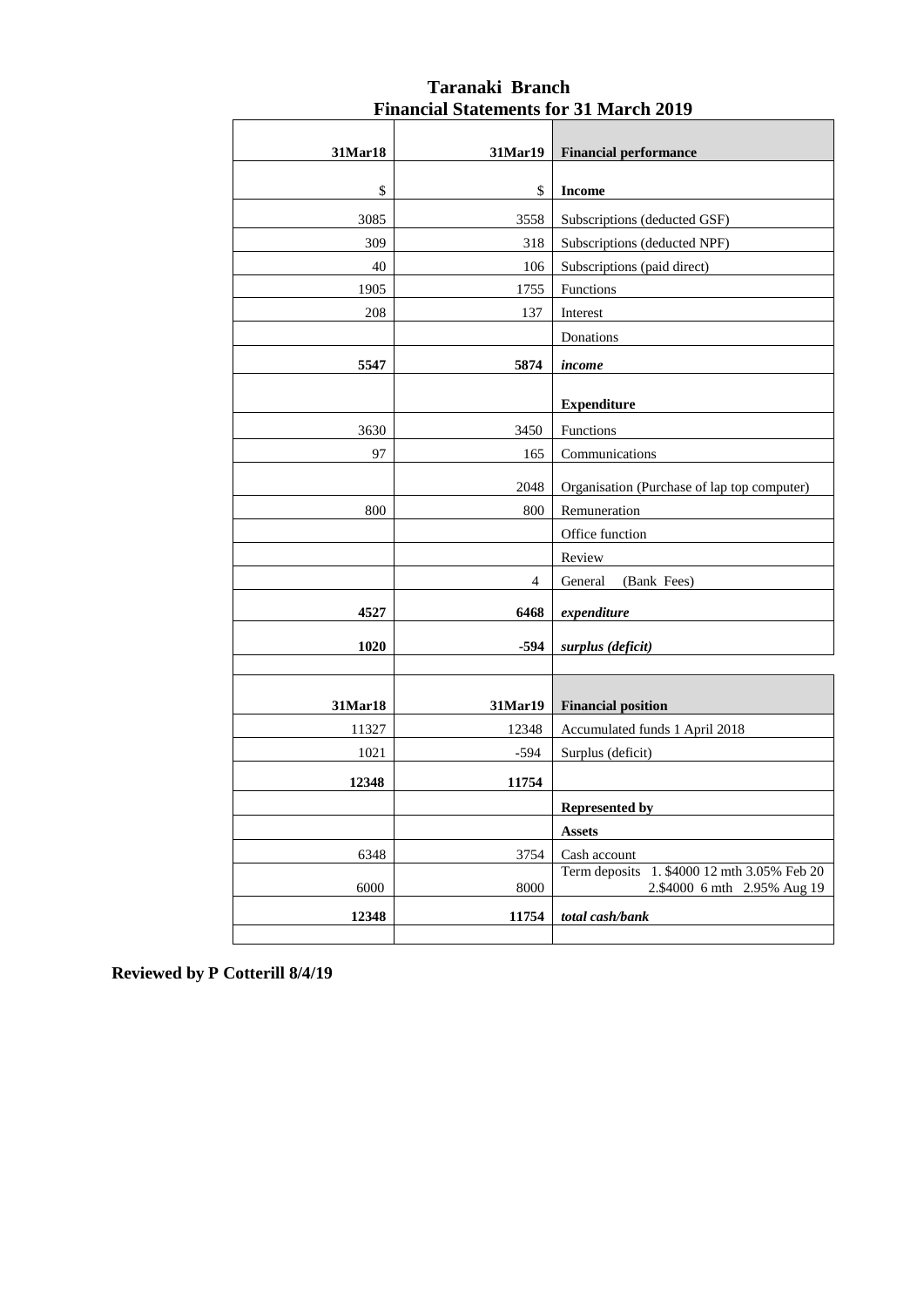# Taranaki Branch
## Financial Statements for 31 March 2019

| 31Mar18 | 31Mar19 | Financial performance |
|---|---|---|
| $ | $ | **Income** |
| 3085 | 3558 | Subscriptions (deducted GSF) |
| 309 | 318 | Subscriptions (deducted NPF) |
| 40 | 106 | Subscriptions (paid direct) |
| 1905 | 1755 | Functions |
| 208 | 137 | Interest |
| | | Donations |
| **5547** | **5874** | ***income*** |
| | | **Expenditure** |
| 3630 | 3450 | Functions |
| 97 | 165 | Communications |
| | 2048 | Organisation (Purchase of lap top computer) |
| 800 | 800 | Remuneration |
| | | Office function |
| | | Review |
| | 4 | General (Bank Fees) |
| **4527** | **6468** | ***expenditure*** |
| **1020** | **-594** | ***surplus (deficit)*** |

| 31Mar18 | 31Mar19 | Financial position |
|---|---|---|
| 11327 | 12348 | Accumulated funds 1 April 2018 |
| 1021 | -594 | Surplus (deficit) |
| **12348** | **11754** | |
| | | **Represented by** |
| | | **Assets** |
| 6348 | 3754 | Cash account |
| 6000 | 8000 | Term deposits 1. $4000 12 mth 3.05% Feb 20 2.$4000 6 mth 2.95% Aug 19 |
| **12348** | **11754** | ***total cash/bank*** |

**Reviewed by P Cotterill 8/4/19**